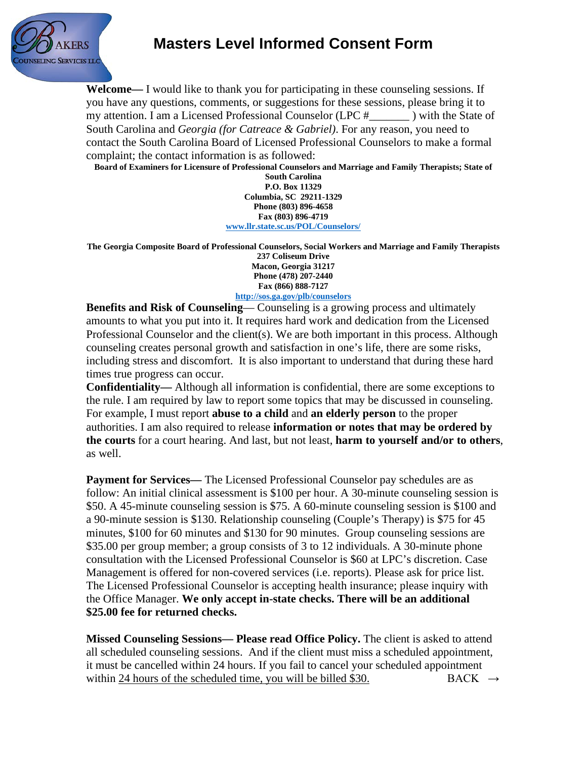Bakers Counseling Services LLC

# Masters Level Informed Consent Form

**Welcome—** I would like to thank you for participating in these counseling sessions. If you have any questions, comments, or suggestions for these sessions, please bring it to my attention. I am a Licensed Professional Counselor (LPC #_______ ) with the State of South Carolina and *Georgia (for Catreace & Gabriel)*. For any reason, you need to contact the South Carolina Board of Licensed Professional Counselors to make a formal complaint; the contact information is as followed:

**Board of Examiners for Licensure of Professional Counselors and Marriage and Family Therapists; State of South Carolina**
**P.O. Box 11329**
**Columbia, SC 29211-1329**
**Phone (803) 896-4658**
**Fax (803) 896-4719**
**www.llr.state.sc.us/POL/Counselors/**

**The Georgia Composite Board of Professional Counselors, Social Workers and Marriage and Family Therapists**
**237 Coliseum Drive**
**Macon, Georgia 31217**
**Phone (478) 207-2440**
**Fax (866) 888-7127**
**http://sos.ga.gov/plb/counselors**

**Benefits and Risk of Counseling**— Counseling is a growing process and ultimately amounts to what you put into it. It requires hard work and dedication from the Licensed Professional Counselor and the client(s). We are both important in this process. Although counseling creates personal growth and satisfaction in one's life, there are some risks, including stress and discomfort. It is also important to understand that during these hard times true progress can occur.

**Confidentiality—** Although all information is confidential, there are some exceptions to the rule. I am required by law to report some topics that may be discussed in counseling. For example, I must report **abuse to a child** and **an elderly person** to the proper authorities. I am also required to release **information or notes that may be ordered by the courts** for a court hearing. And last, but not least, **harm to yourself and/or to others**, as well.

**Payment for Services—** The Licensed Professional Counselor pay schedules are as follow: An initial clinical assessment is $100 per hour. A 30-minute counseling session is $50. A 45-minute counseling session is $75. A 60-minute counseling session is $100 and a 90-minute session is $130. Relationship counseling (Couple's Therapy) is $75 for 45 minutes, $100 for 60 minutes and $130 for 90 minutes. Group counseling sessions are $35.00 per group member; a group consists of 3 to 12 individuals. A 30-minute phone consultation with the Licensed Professional Counselor is $60 at LPC's discretion. Case Management is offered for non-covered services (i.e. reports). Please ask for price list. The Licensed Professional Counselor is accepting health insurance; please inquiry with the Office Manager. **We only accept in-state checks. There will be an additional $25.00 fee for returned checks.**

**Missed Counseling Sessions— Please read Office Policy.** The client is asked to attend all scheduled counseling sessions. And if the client must miss a scheduled appointment, it must be cancelled within 24 hours. If you fail to cancel your scheduled appointment within <u>24 hours of the scheduled time, you will be billed $30.</u>

BACK →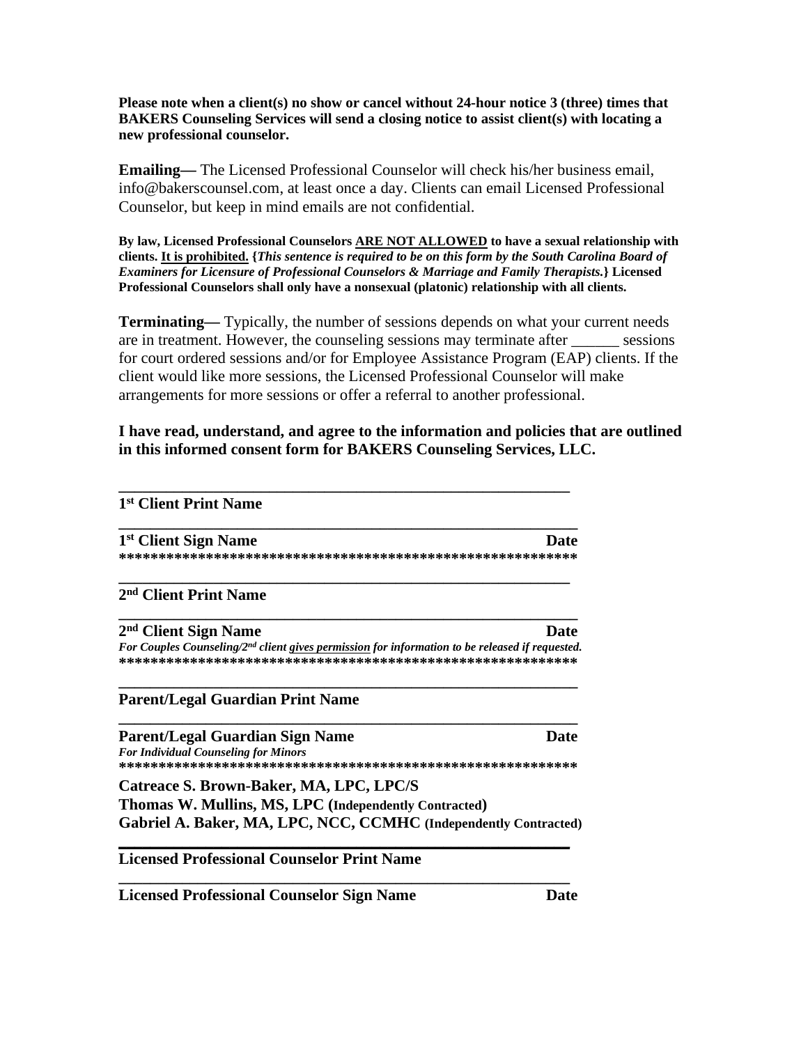**Please note when a client(s) no show or cancel without 24-hour notice 3 (three) times that BAKERS Counseling Services will send a closing notice to assist client(s) with locating a new professional counselor.**

**Emailing—** The Licensed Professional Counselor will check his/her business email, info@bakerscounsel.com, at least once a day. Clients can email Licensed Professional Counselor, but keep in mind emails are not confidential.

**By law, Licensed Professional Counselors <u>ARE NOT ALLOWED</u> to have a sexual relationship with clients. <u>It is prohibited.</u> {*This sentence is required to be on this form by the South Carolina Board of Examiners for Licensure of Professional Counselors & Marriage and Family Therapists.*} Licensed Professional Counselors shall only have a nonsexual (platonic) relationship with all clients.**

**Terminating—** Typically, the number of sessions depends on what your current needs are in treatment. However, the counseling sessions may terminate after ______ sessions for court ordered sessions and/or for Employee Assistance Program (EAP) clients. If the client would like more sessions, the Licensed Professional Counselor will make arrangements for more sessions or offer a referral to another professional.

**I have read, understand, and agree to the information and policies that are outlined in this informed consent form for BAKERS Counseling Services, LLC.**

_______________________________________________________

**1st Client Print Name**

_______________________________________________________

**1st Client Sign Name** **Date**

**************************************************************

_______________________________________________________

**2nd Client Print Name**

_______________________________________________________

**2nd Client Sign Name** **Date**

***For Couples Counseling/2nd client <u>gives permission</u> for information to be released if requested.***

**************************************************************

_______________________________________________________

**Parent/Legal Guardian Print Name**

_______________________________________________________

**Parent/Legal Guardian Sign Name** **Date**

***For Individual Counseling for Minors***

**************************************************************

**Catreace S. Brown-Baker, MA, LPC, LPC/S**
**Thomas W. Mullins, MS, LPC (Independently Contracted)**
**Gabriel A. Baker, MA, LPC, NCC, CCMHC (Independently Contracted)**

_______________________________________________________

**Licensed Professional Counselor Print Name**

_______________________________________________________

**Licensed Professional Counselor Sign Name** **Date**